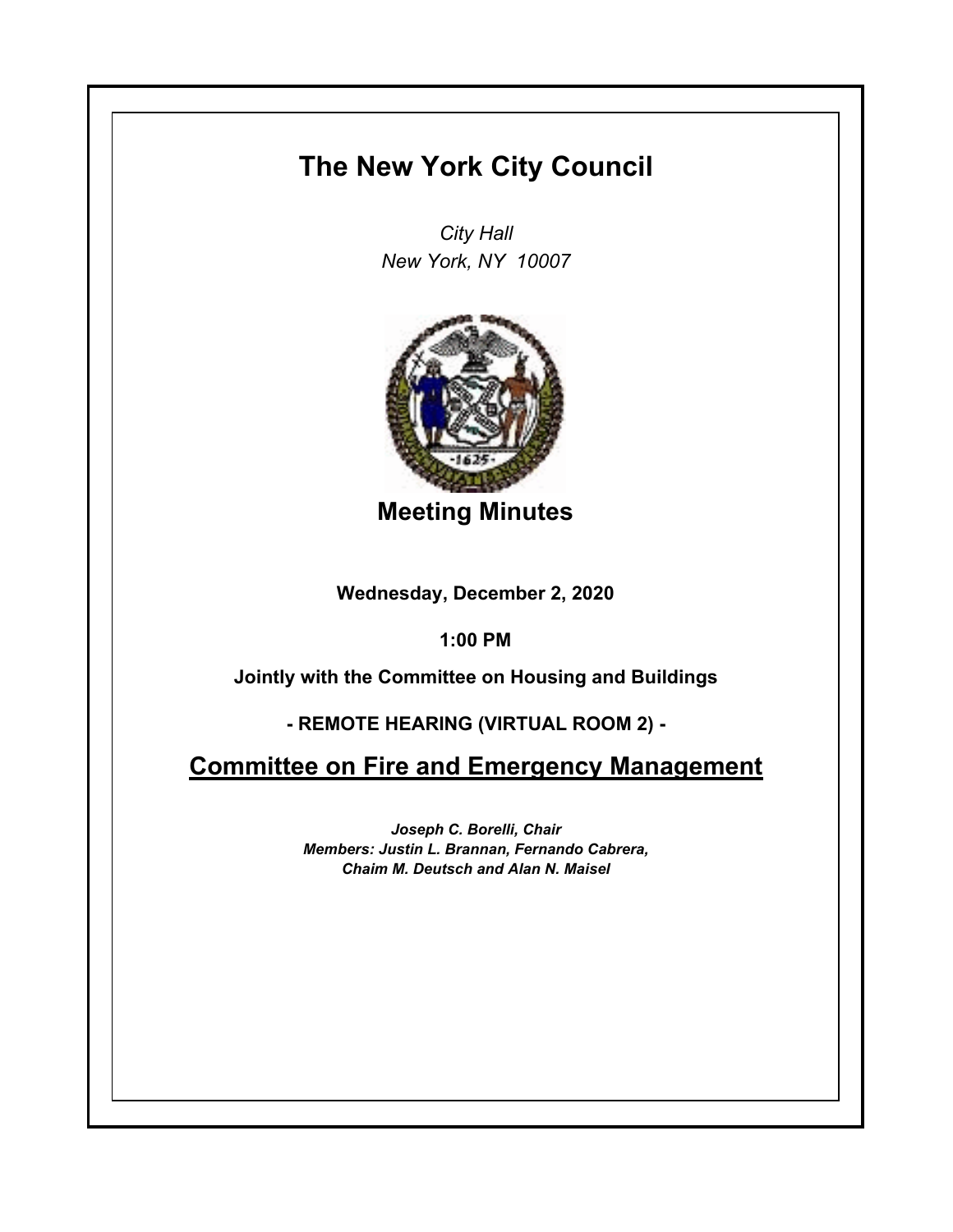# The New York City Council

*City Hall*
*New York, NY 10007*

## Meeting Minutes

**Wednesday, December 2, 2020**

**1:00 PM**

**Jointly with the Committee on Housing and Buildings**

**- REMOTE HEARING (VIRTUAL ROOM 2) -**

## Committee on Fire and Emergency Management

***Joseph C. Borelli, Chair***
***Members: Justin L. Brannan, Fernando Cabrera,***
***Chaim M. Deutsch and Alan N. Maisel***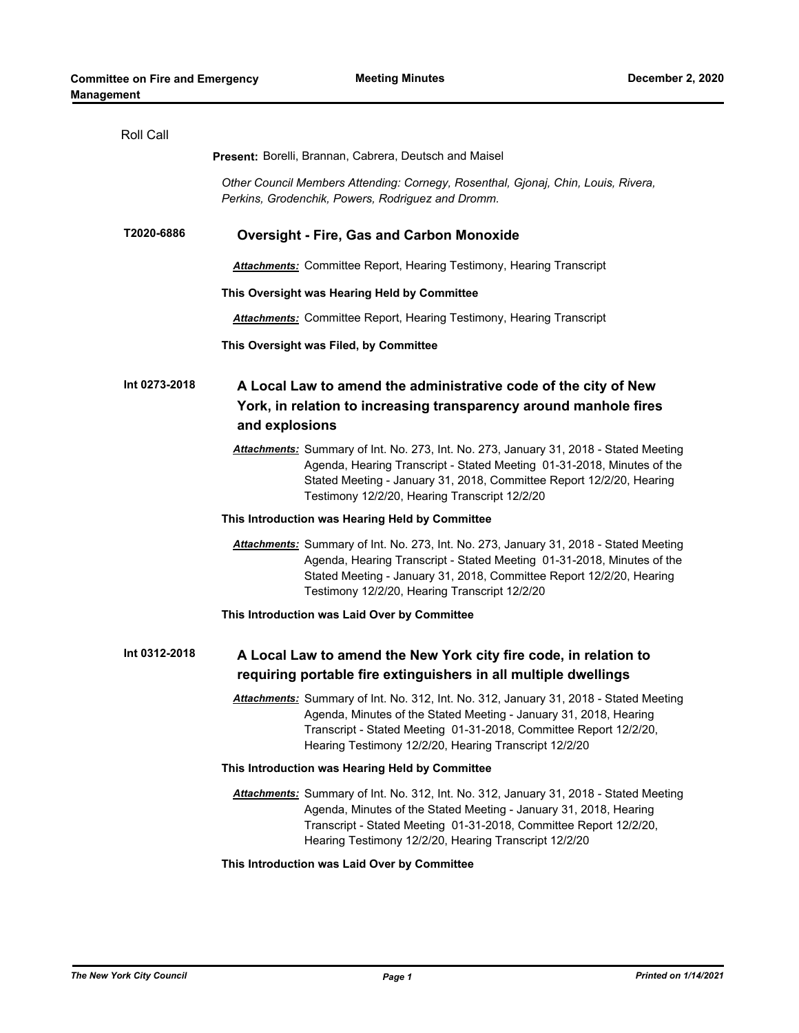Roll Call

**Present:** Borelli, Brannan, Cabrera, Deutsch and Maisel

*Other Council Members Attending: Cornegy, Rosenthal, Gjonaj, Chin, Louis, Rivera, Perkins, Grodenchik, Powers, Rodriguez and Dromm.*

**T2020-6886** **Oversight - Fire, Gas and Carbon Monoxide**

***Attachments:*** Committee Report, Hearing Testimony, Hearing Transcript

**This Oversight was Hearing Held by Committee**

***Attachments:*** Committee Report, Hearing Testimony, Hearing Transcript

**This Oversight was Filed, by Committee**

**Int 0273-2018** **A Local Law to amend the administrative code of the city of New York, in relation to increasing transparency around manhole fires and explosions**

***Attachments:*** Summary of Int. No. 273, Int. No. 273, January 31, 2018 - Stated Meeting Agenda, Hearing Transcript - Stated Meeting 01-31-2018, Minutes of the Stated Meeting - January 31, 2018, Committee Report 12/2/20, Hearing Testimony 12/2/20, Hearing Transcript 12/2/20

**This Introduction was Hearing Held by Committee**

***Attachments:*** Summary of Int. No. 273, Int. No. 273, January 31, 2018 - Stated Meeting Agenda, Hearing Transcript - Stated Meeting 01-31-2018, Minutes of the Stated Meeting - January 31, 2018, Committee Report 12/2/20, Hearing Testimony 12/2/20, Hearing Transcript 12/2/20

**This Introduction was Laid Over by Committee**

**Int 0312-2018** **A Local Law to amend the New York city fire code, in relation to requiring portable fire extinguishers in all multiple dwellings**

***Attachments:*** Summary of Int. No. 312, Int. No. 312, January 31, 2018 - Stated Meeting Agenda, Minutes of the Stated Meeting - January 31, 2018, Hearing Transcript - Stated Meeting 01-31-2018, Committee Report 12/2/20, Hearing Testimony 12/2/20, Hearing Transcript 12/2/20

**This Introduction was Hearing Held by Committee**

***Attachments:*** Summary of Int. No. 312, Int. No. 312, January 31, 2018 - Stated Meeting Agenda, Minutes of the Stated Meeting - January 31, 2018, Hearing Transcript - Stated Meeting 01-31-2018, Committee Report 12/2/20, Hearing Testimony 12/2/20, Hearing Transcript 12/2/20

**This Introduction was Laid Over by Committee**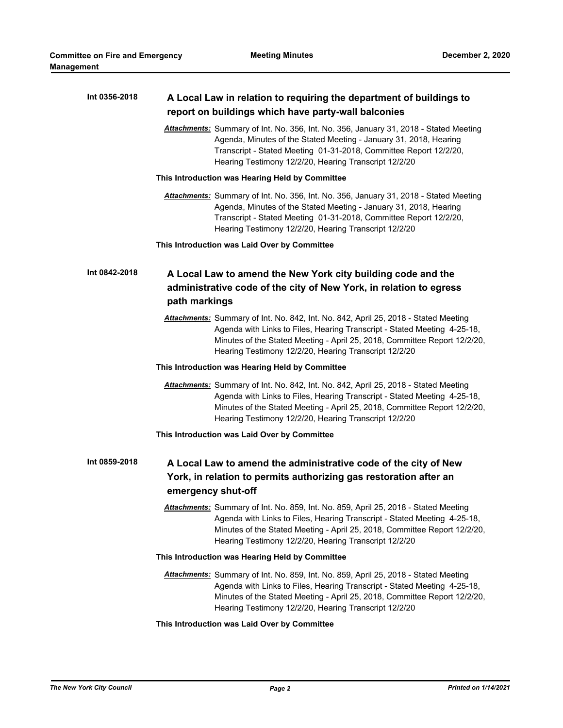**Int 0356-2018** **A Local Law in relation to requiring the department of buildings to report on buildings which have party-wall balconies**

***Attachments:*** Summary of Int. No. 356, Int. No. 356, January 31, 2018 - Stated Meeting Agenda, Minutes of the Stated Meeting - January 31, 2018, Hearing Transcript - Stated Meeting 01-31-2018, Committee Report 12/2/20, Hearing Testimony 12/2/20, Hearing Transcript 12/2/20

**This Introduction was Hearing Held by Committee**

***Attachments:*** Summary of Int. No. 356, Int. No. 356, January 31, 2018 - Stated Meeting Agenda, Minutes of the Stated Meeting - January 31, 2018, Hearing Transcript - Stated Meeting 01-31-2018, Committee Report 12/2/20, Hearing Testimony 12/2/20, Hearing Transcript 12/2/20

**This Introduction was Laid Over by Committee**

**Int 0842-2018** **A Local Law to amend the New York city building code and the administrative code of the city of New York, in relation to egress path markings**

***Attachments:*** Summary of Int. No. 842, Int. No. 842, April 25, 2018 - Stated Meeting Agenda with Links to Files, Hearing Transcript - Stated Meeting 4-25-18, Minutes of the Stated Meeting - April 25, 2018, Committee Report 12/2/20, Hearing Testimony 12/2/20, Hearing Transcript 12/2/20

**This Introduction was Hearing Held by Committee**

***Attachments:*** Summary of Int. No. 842, Int. No. 842, April 25, 2018 - Stated Meeting Agenda with Links to Files, Hearing Transcript - Stated Meeting 4-25-18, Minutes of the Stated Meeting - April 25, 2018, Committee Report 12/2/20, Hearing Testimony 12/2/20, Hearing Transcript 12/2/20

**This Introduction was Laid Over by Committee**

**Int 0859-2018** **A Local Law to amend the administrative code of the city of New York, in relation to permits authorizing gas restoration after an emergency shut-off**

***Attachments:*** Summary of Int. No. 859, Int. No. 859, April 25, 2018 - Stated Meeting Agenda with Links to Files, Hearing Transcript - Stated Meeting 4-25-18, Minutes of the Stated Meeting - April 25, 2018, Committee Report 12/2/20, Hearing Testimony 12/2/20, Hearing Transcript 12/2/20

**This Introduction was Hearing Held by Committee**

***Attachments:*** Summary of Int. No. 859, Int. No. 859, April 25, 2018 - Stated Meeting Agenda with Links to Files, Hearing Transcript - Stated Meeting 4-25-18, Minutes of the Stated Meeting - April 25, 2018, Committee Report 12/2/20, Hearing Testimony 12/2/20, Hearing Transcript 12/2/20

**This Introduction was Laid Over by Committee**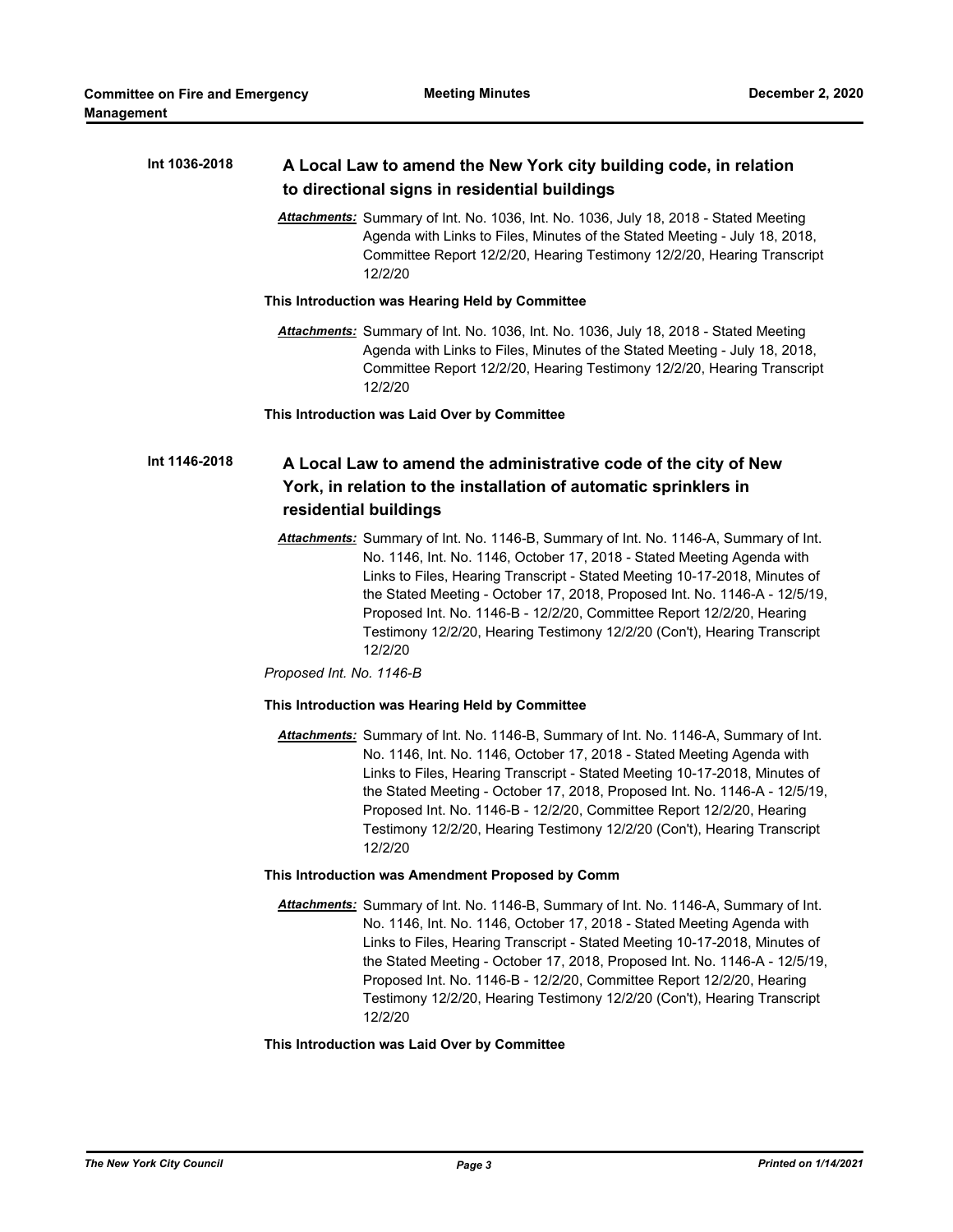**Int 1036-2018** **A Local Law to amend the New York city building code, in relation to directional signs in residential buildings**

*Attachments:* Summary of Int. No. 1036, Int. No. 1036, July 18, 2018 - Stated Meeting Agenda with Links to Files, Minutes of the Stated Meeting - July 18, 2018, Committee Report 12/2/20, Hearing Testimony 12/2/20, Hearing Transcript 12/2/20

**This Introduction was Hearing Held by Committee**

*Attachments:* Summary of Int. No. 1036, Int. No. 1036, July 18, 2018 - Stated Meeting Agenda with Links to Files, Minutes of the Stated Meeting - July 18, 2018, Committee Report 12/2/20, Hearing Testimony 12/2/20, Hearing Transcript 12/2/20

**This Introduction was Laid Over by Committee**

**Int 1146-2018** **A Local Law to amend the administrative code of the city of New York, in relation to the installation of automatic sprinklers in residential buildings**

*Attachments:* Summary of Int. No. 1146-B, Summary of Int. No. 1146-A, Summary of Int. No. 1146, Int. No. 1146, October 17, 2018 - Stated Meeting Agenda with Links to Files, Hearing Transcript - Stated Meeting 10-17-2018, Minutes of the Stated Meeting - October 17, 2018, Proposed Int. No. 1146-A - 12/5/19, Proposed Int. No. 1146-B - 12/2/20, Committee Report 12/2/20, Hearing Testimony 12/2/20, Hearing Testimony 12/2/20 (Con't), Hearing Transcript 12/2/20

*Proposed Int. No. 1146-B*

**This Introduction was Hearing Held by Committee**

*Attachments:* Summary of Int. No. 1146-B, Summary of Int. No. 1146-A, Summary of Int. No. 1146, Int. No. 1146, October 17, 2018 - Stated Meeting Agenda with Links to Files, Hearing Transcript - Stated Meeting 10-17-2018, Minutes of the Stated Meeting - October 17, 2018, Proposed Int. No. 1146-A - 12/5/19, Proposed Int. No. 1146-B - 12/2/20, Committee Report 12/2/20, Hearing Testimony 12/2/20, Hearing Testimony 12/2/20 (Con't), Hearing Transcript 12/2/20

**This Introduction was Amendment Proposed by Comm**

*Attachments:* Summary of Int. No. 1146-B, Summary of Int. No. 1146-A, Summary of Int. No. 1146, Int. No. 1146, October 17, 2018 - Stated Meeting Agenda with Links to Files, Hearing Transcript - Stated Meeting 10-17-2018, Minutes of the Stated Meeting - October 17, 2018, Proposed Int. No. 1146-A - 12/5/19, Proposed Int. No. 1146-B - 12/2/20, Committee Report 12/2/20, Hearing Testimony 12/2/20, Hearing Testimony 12/2/20 (Con't), Hearing Transcript 12/2/20

**This Introduction was Laid Over by Committee**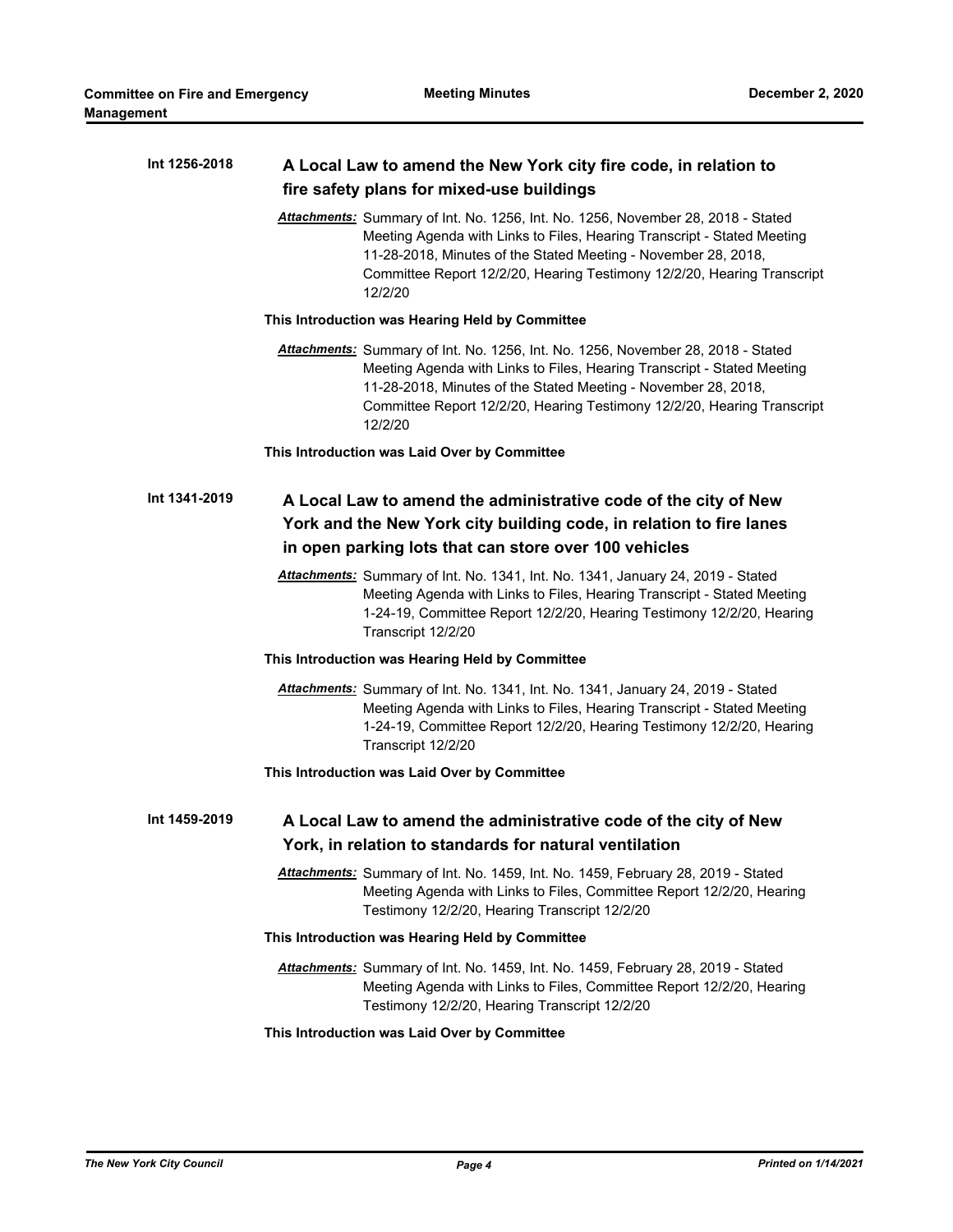**Int 1256-2018** **A Local Law to amend the New York city fire code, in relation to fire safety plans for mixed-use buildings**

*Attachments:* Summary of Int. No. 1256, Int. No. 1256, November 28, 2018 - Stated Meeting Agenda with Links to Files, Hearing Transcript - Stated Meeting 11-28-2018, Minutes of the Stated Meeting - November 28, 2018, Committee Report 12/2/20, Hearing Testimony 12/2/20, Hearing Transcript 12/2/20

**This Introduction was Hearing Held by Committee**

*Attachments:* Summary of Int. No. 1256, Int. No. 1256, November 28, 2018 - Stated Meeting Agenda with Links to Files, Hearing Transcript - Stated Meeting 11-28-2018, Minutes of the Stated Meeting - November 28, 2018, Committee Report 12/2/20, Hearing Testimony 12/2/20, Hearing Transcript 12/2/20

**This Introduction was Laid Over by Committee**

**Int 1341-2019** **A Local Law to amend the administrative code of the city of New York and the New York city building code, in relation to fire lanes in open parking lots that can store over 100 vehicles**

*Attachments:* Summary of Int. No. 1341, Int. No. 1341, January 24, 2019 - Stated Meeting Agenda with Links to Files, Hearing Transcript - Stated Meeting 1-24-19, Committee Report 12/2/20, Hearing Testimony 12/2/20, Hearing Transcript 12/2/20

**This Introduction was Hearing Held by Committee**

*Attachments:* Summary of Int. No. 1341, Int. No. 1341, January 24, 2019 - Stated Meeting Agenda with Links to Files, Hearing Transcript - Stated Meeting 1-24-19, Committee Report 12/2/20, Hearing Testimony 12/2/20, Hearing Transcript 12/2/20

**This Introduction was Laid Over by Committee**

**Int 1459-2019** **A Local Law to amend the administrative code of the city of New York, in relation to standards for natural ventilation**

*Attachments:* Summary of Int. No. 1459, Int. No. 1459, February 28, 2019 - Stated Meeting Agenda with Links to Files, Committee Report 12/2/20, Hearing Testimony 12/2/20, Hearing Transcript 12/2/20

**This Introduction was Hearing Held by Committee**

*Attachments:* Summary of Int. No. 1459, Int. No. 1459, February 28, 2019 - Stated Meeting Agenda with Links to Files, Committee Report 12/2/20, Hearing Testimony 12/2/20, Hearing Transcript 12/2/20

**This Introduction was Laid Over by Committee**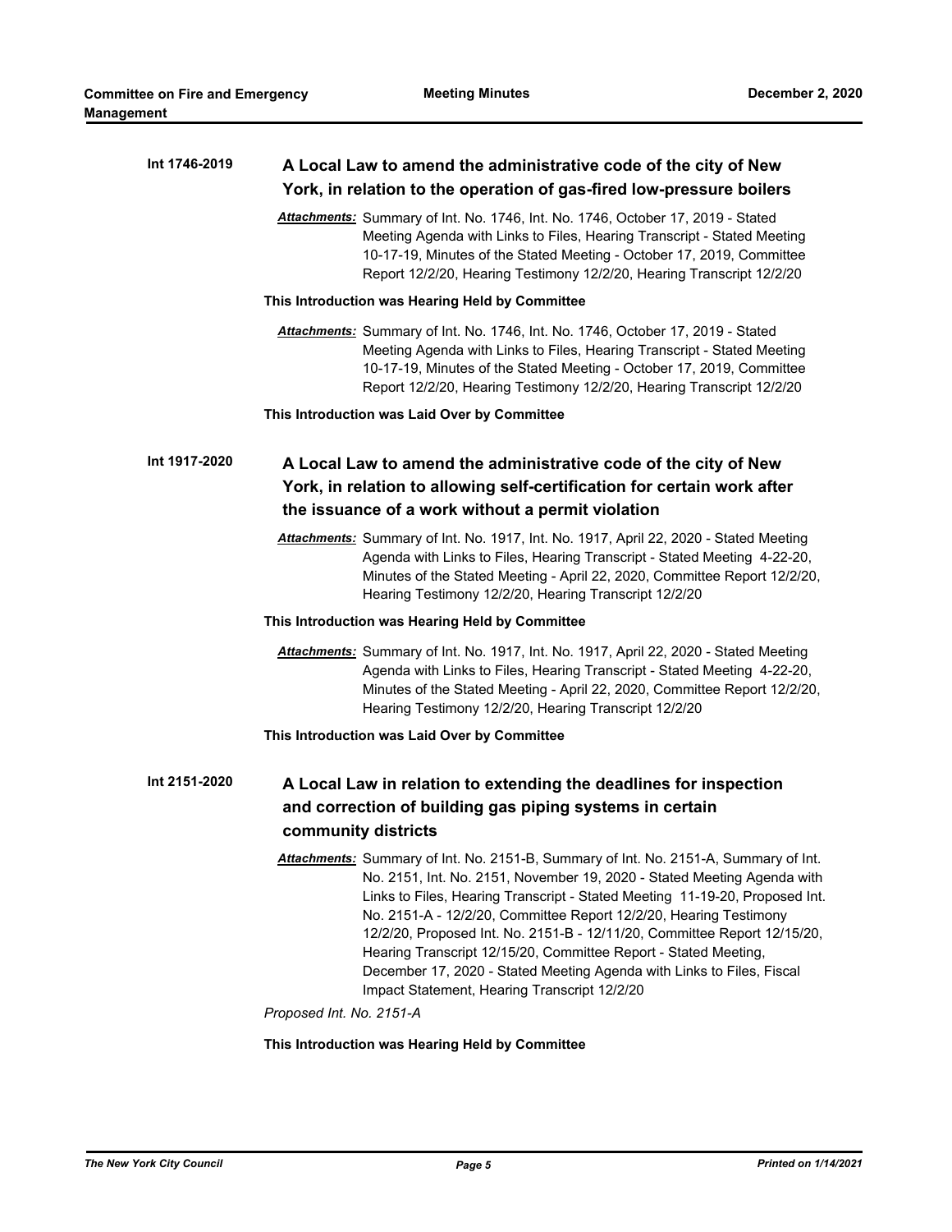**Int 1746-2019** **A Local Law to amend the administrative code of the city of New York, in relation to the operation of gas-fired low-pressure boilers**

***Attachments:*** Summary of Int. No. 1746, Int. No. 1746, October 17, 2019 - Stated Meeting Agenda with Links to Files, Hearing Transcript - Stated Meeting 10-17-19, Minutes of the Stated Meeting - October 17, 2019, Committee Report 12/2/20, Hearing Testimony 12/2/20, Hearing Transcript 12/2/20

**This Introduction was Hearing Held by Committee**

***Attachments:*** Summary of Int. No. 1746, Int. No. 1746, October 17, 2019 - Stated Meeting Agenda with Links to Files, Hearing Transcript - Stated Meeting 10-17-19, Minutes of the Stated Meeting - October 17, 2019, Committee Report 12/2/20, Hearing Testimony 12/2/20, Hearing Transcript 12/2/20

**This Introduction was Laid Over by Committee**

**Int 1917-2020** **A Local Law to amend the administrative code of the city of New York, in relation to allowing self-certification for certain work after the issuance of a work without a permit violation**

***Attachments:*** Summary of Int. No. 1917, Int. No. 1917, April 22, 2020 - Stated Meeting Agenda with Links to Files, Hearing Transcript - Stated Meeting 4-22-20, Minutes of the Stated Meeting - April 22, 2020, Committee Report 12/2/20, Hearing Testimony 12/2/20, Hearing Transcript 12/2/20

**This Introduction was Hearing Held by Committee**

***Attachments:*** Summary of Int. No. 1917, Int. No. 1917, April 22, 2020 - Stated Meeting Agenda with Links to Files, Hearing Transcript - Stated Meeting 4-22-20, Minutes of the Stated Meeting - April 22, 2020, Committee Report 12/2/20, Hearing Testimony 12/2/20, Hearing Transcript 12/2/20

**This Introduction was Laid Over by Committee**

**Int 2151-2020** **A Local Law in relation to extending the deadlines for inspection and correction of building gas piping systems in certain community districts**

***Attachments:*** Summary of Int. No. 2151-B, Summary of Int. No. 2151-A, Summary of Int. No. 2151, Int. No. 2151, November 19, 2020 - Stated Meeting Agenda with Links to Files, Hearing Transcript - Stated Meeting 11-19-20, Proposed Int. No. 2151-A - 12/2/20, Committee Report 12/2/20, Hearing Testimony 12/2/20, Proposed Int. No. 2151-B - 12/11/20, Committee Report 12/15/20, Hearing Transcript 12/15/20, Committee Report - Stated Meeting, December 17, 2020 - Stated Meeting Agenda with Links to Files, Fiscal Impact Statement, Hearing Transcript 12/2/20

*Proposed Int. No. 2151-A*

**This Introduction was Hearing Held by Committee**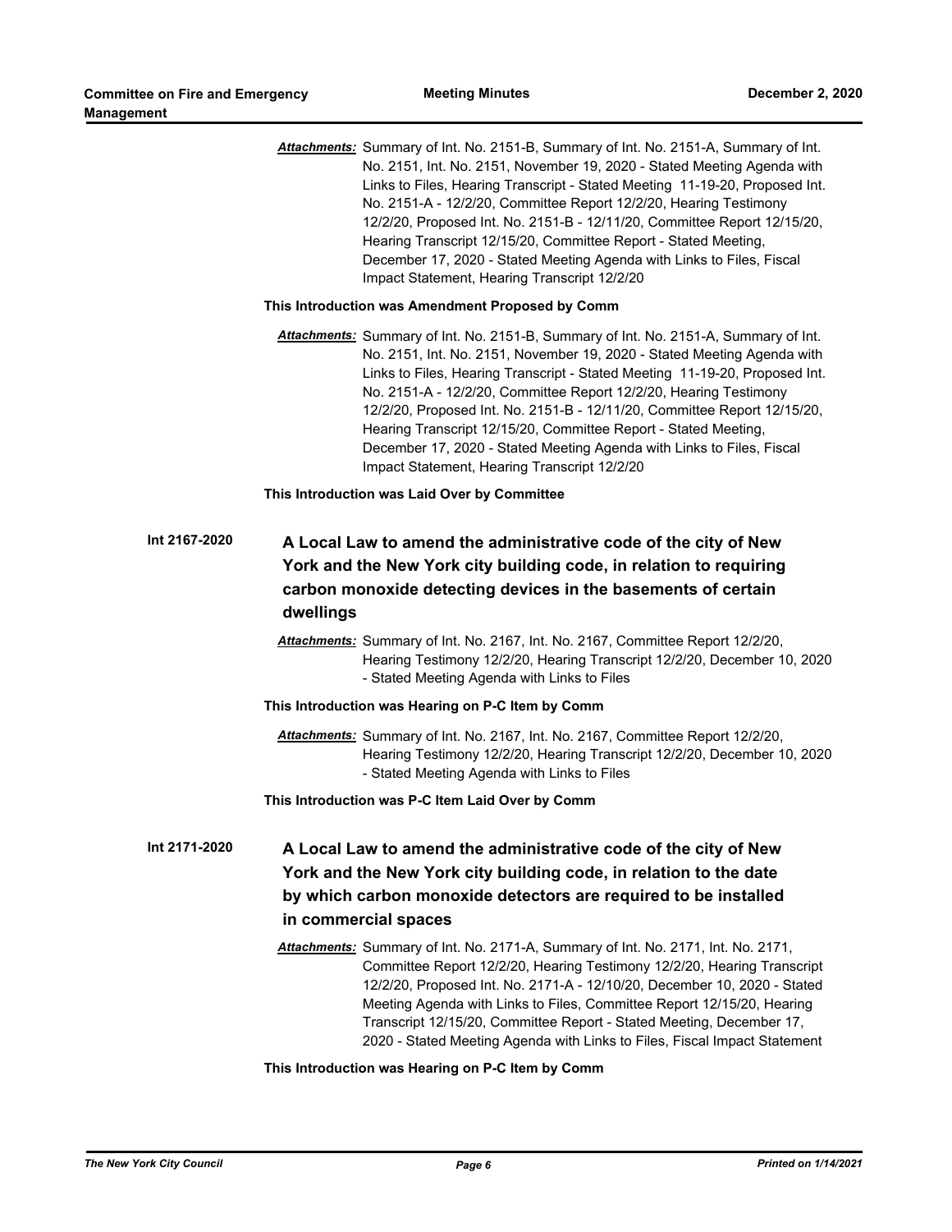***Attachments:*** Summary of Int. No. 2151-B, Summary of Int. No. 2151-A, Summary of Int. No. 2151, Int. No. 2151, November 19, 2020 - Stated Meeting Agenda with Links to Files, Hearing Transcript - Stated Meeting 11-19-20, Proposed Int. No. 2151-A - 12/2/20, Committee Report 12/2/20, Hearing Testimony 12/2/20, Proposed Int. No. 2151-B - 12/11/20, Committee Report 12/15/20, Hearing Transcript 12/15/20, Committee Report - Stated Meeting, December 17, 2020 - Stated Meeting Agenda with Links to Files, Fiscal Impact Statement, Hearing Transcript 12/2/20

**This Introduction was Amendment Proposed by Comm**

***Attachments:*** Summary of Int. No. 2151-B, Summary of Int. No. 2151-A, Summary of Int. No. 2151, Int. No. 2151, November 19, 2020 - Stated Meeting Agenda with Links to Files, Hearing Transcript - Stated Meeting 11-19-20, Proposed Int. No. 2151-A - 12/2/20, Committee Report 12/2/20, Hearing Testimony 12/2/20, Proposed Int. No. 2151-B - 12/11/20, Committee Report 12/15/20, Hearing Transcript 12/15/20, Committee Report - Stated Meeting, December 17, 2020 - Stated Meeting Agenda with Links to Files, Fiscal Impact Statement, Hearing Transcript 12/2/20

**This Introduction was Laid Over by Committee**

**Int 2167-2020** **A Local Law to amend the administrative code of the city of New York and the New York city building code, in relation to requiring carbon monoxide detecting devices in the basements of certain dwellings**

***Attachments:*** Summary of Int. No. 2167, Int. No. 2167, Committee Report 12/2/20, Hearing Testimony 12/2/20, Hearing Transcript 12/2/20, December 10, 2020 - Stated Meeting Agenda with Links to Files

**This Introduction was Hearing on P-C Item by Comm**

***Attachments:*** Summary of Int. No. 2167, Int. No. 2167, Committee Report 12/2/20, Hearing Testimony 12/2/20, Hearing Transcript 12/2/20, December 10, 2020 - Stated Meeting Agenda with Links to Files

**This Introduction was P-C Item Laid Over by Comm**

**Int 2171-2020** **A Local Law to amend the administrative code of the city of New York and the New York city building code, in relation to the date by which carbon monoxide detectors are required to be installed in commercial spaces**

***Attachments:*** Summary of Int. No. 2171-A, Summary of Int. No. 2171, Int. No. 2171, Committee Report 12/2/20, Hearing Testimony 12/2/20, Hearing Transcript 12/2/20, Proposed Int. No. 2171-A - 12/10/20, December 10, 2020 - Stated Meeting Agenda with Links to Files, Committee Report 12/15/20, Hearing Transcript 12/15/20, Committee Report - Stated Meeting, December 17, 2020 - Stated Meeting Agenda with Links to Files, Fiscal Impact Statement

**This Introduction was Hearing on P-C Item by Comm**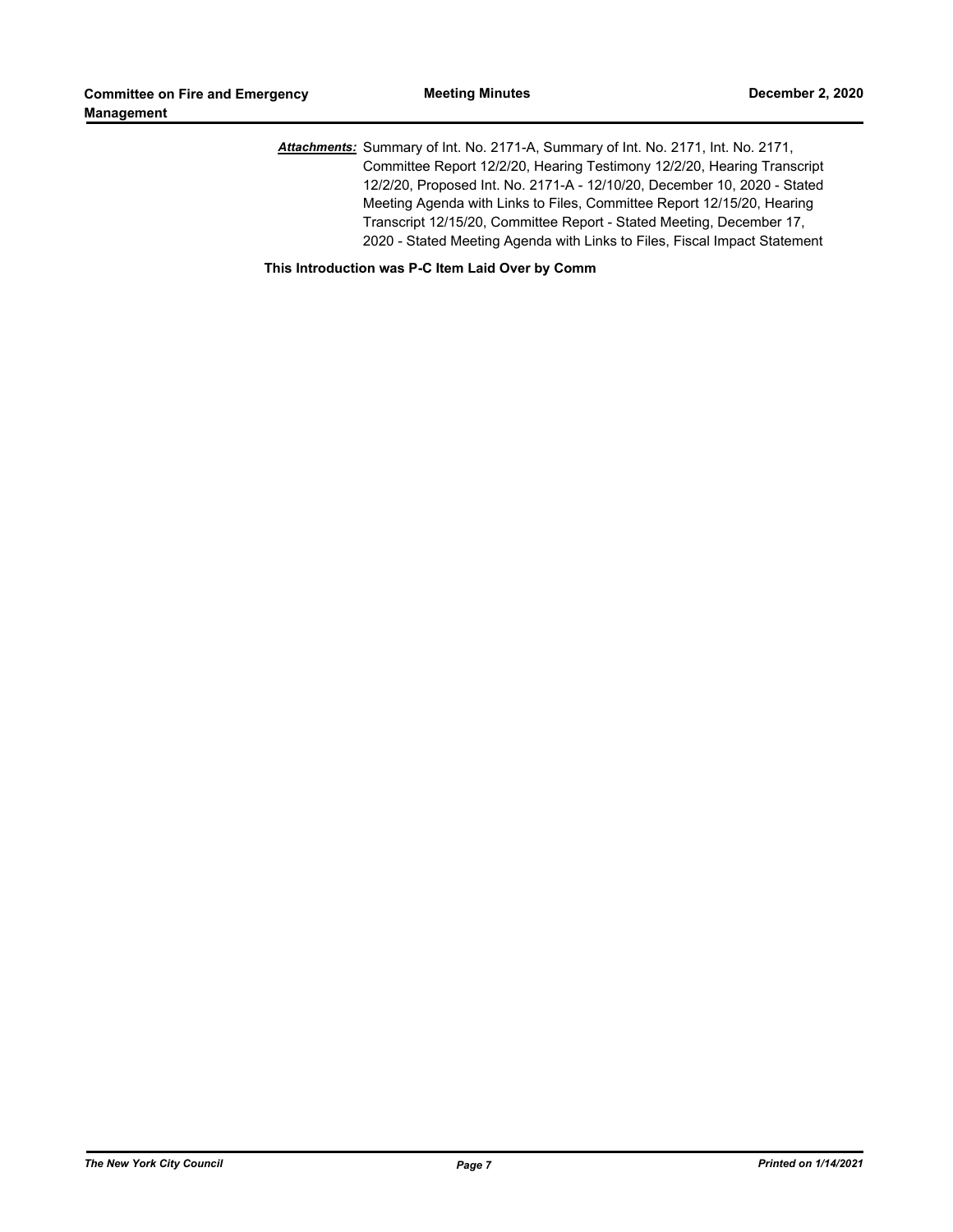***Attachments:*** Summary of Int. No. 2171-A, Summary of Int. No. 2171, Int. No. 2171, Committee Report 12/2/20, Hearing Testimony 12/2/20, Hearing Transcript 12/2/20, Proposed Int. No. 2171-A - 12/10/20, December 10, 2020 - Stated Meeting Agenda with Links to Files, Committee Report 12/15/20, Hearing Transcript 12/15/20, Committee Report - Stated Meeting, December 17, 2020 - Stated Meeting Agenda with Links to Files, Fiscal Impact Statement

**This Introduction was P-C Item Laid Over by Comm**